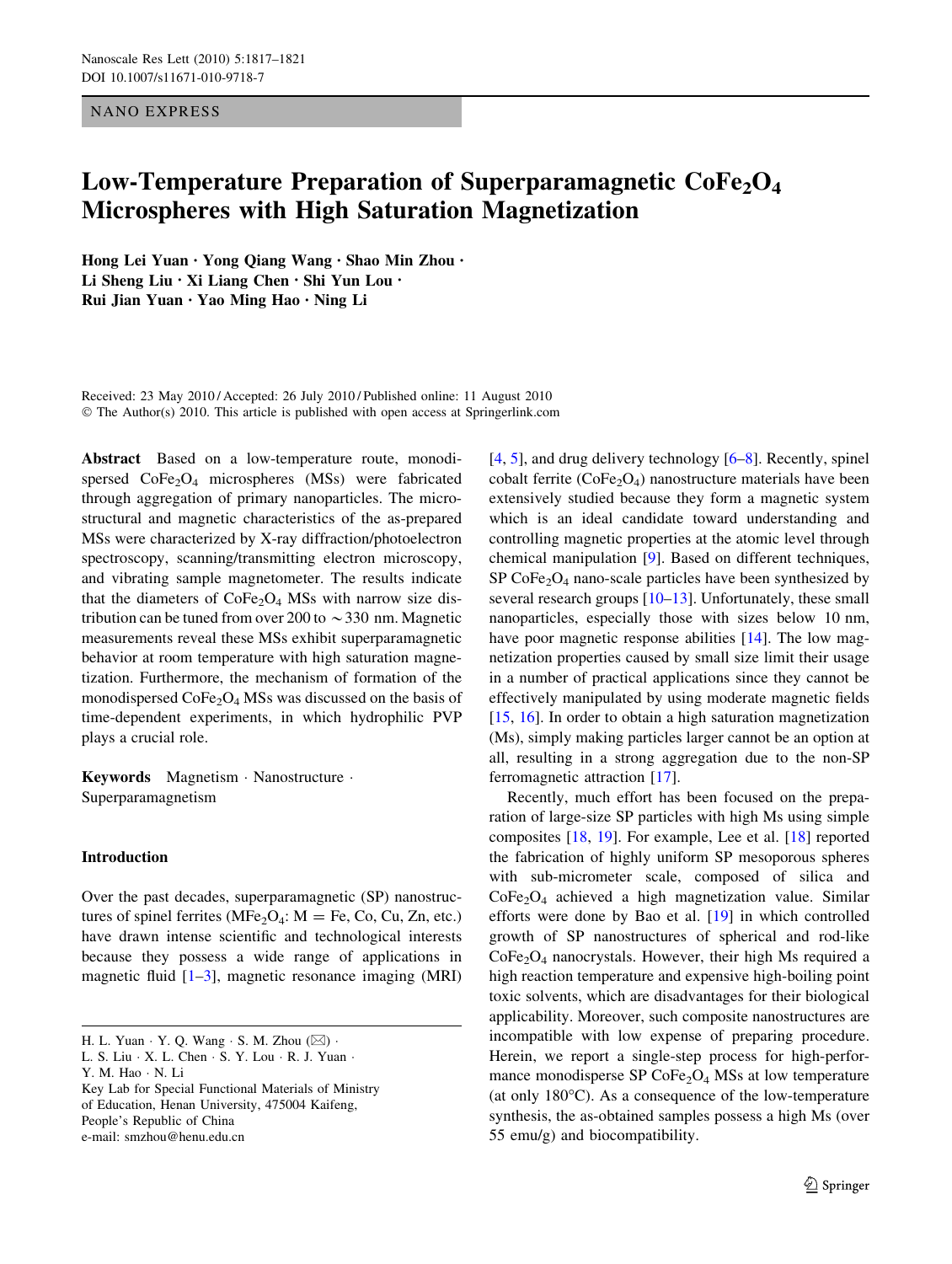NANO EXPRESS

# Low-Temperature Preparation of Superparamagnetic $CoFe_2O_4$ Microspheres with High Saturation Magnetization

**Hong Lei Yuan · Yong Qiang Wang · Shao Min Zhou · Li Sheng Liu · Xi Liang Chen · Shi Yun Lou · Rui Jian Yuan · Yao Ming Hao · Ning Li**

Received: 23 May 2010 / Accepted: 26 July 2010 / Published online: 11 August 2010
© The Author(s) 2010. This article is published with open access at Springerlink.com

**Abstract** Based on a low-temperature route, monodispersed $CoFe_2O_4$ microspheres (MSs) were fabricated through aggregation of primary nanoparticles. The microstructural and magnetic characteristics of the as-prepared MSs were characterized by X-ray diffraction/photoelectron spectroscopy, scanning/transmitting electron microscopy, and vibrating sample magnetometer. The results indicate that the diameters of $CoFe_2O_4$ MSs with narrow size distribution can be tuned from over 200 to ~330 nm. Magnetic measurements reveal these MSs exhibit superparamagnetic behavior at room temperature with high saturation magnetization. Furthermore, the mechanism of formation of the monodispersed $CoFe_2O_4$ MSs was discussed on the basis of time-dependent experiments, in which hydrophilic PVP plays a crucial role.

**Keywords** Magnetism · Nanostructure · Superparamagnetism

## Introduction

Over the past decades, superparamagnetic (SP) nanostructures of spinel ferrites ($MFe_2O_4$: M = Fe, Co, Cu, Zn, etc.) have drawn intense scientific and technological interests because they possess a wide range of applications in magnetic fluid [1–3], magnetic resonance imaging (MRI) [4, 5], and drug delivery technology [6–8]. Recently, spinel cobalt ferrite ($CoFe_2O_4$) nanostructure materials have been extensively studied because they form a magnetic system which is an ideal candidate toward understanding and controlling magnetic properties at the atomic level through chemical manipulation [9]. Based on different techniques, SP $CoFe_2O_4$ nano-scale particles have been synthesized by several research groups [10–13]. Unfortunately, these small nanoparticles, especially those with sizes below 10 nm, have poor magnetic response abilities [14]. The low magnetization properties caused by small size limit their usage in a number of practical applications since they cannot be effectively manipulated by using moderate magnetic fields [15, 16]. In order to obtain a high saturation magnetization (Ms), simply making particles larger cannot be an option at all, resulting in a strong aggregation due to the non-SP ferromagnetic attraction [17].

Recently, much effort has been focused on the preparation of large-size SP particles with high Ms using simple composites [18, 19]. For example, Lee et al. [18] reported the fabrication of highly uniform SP mesoporous spheres with sub-micrometer scale, composed of silica and $CoFe_2O_4$ achieved a high magnetization value. Similar efforts were done by Bao et al. [19] in which controlled growth of SP nanostructures of spherical and rod-like $CoFe_2O_4$ nanocrystals. However, their high Ms required a high reaction temperature and expensive high-boiling point toxic solvents, which are disadvantages for their biological applicability. Moreover, such composite nanostructures are incompatible with low expense of preparing procedure. Herein, we report a single-step process for high-performance monodisperse SP $CoFe_2O_4$ MSs at low temperature (at only 180°C). As a consequence of the low-temperature synthesis, the as-obtained samples possess a high Ms (over 55 emu/g) and biocompatibility.

H. L. Yuan · Y. Q. Wang · S. M. Zhou (✉) · L. S. Liu · X. L. Chen · S. Y. Lou · R. J. Yuan · Y. M. Hao · N. Li
Key Lab for Special Functional Materials of Ministry of Education, Henan University, 475004 Kaifeng, People's Republic of China
e-mail: smzhou@henu.edu.cn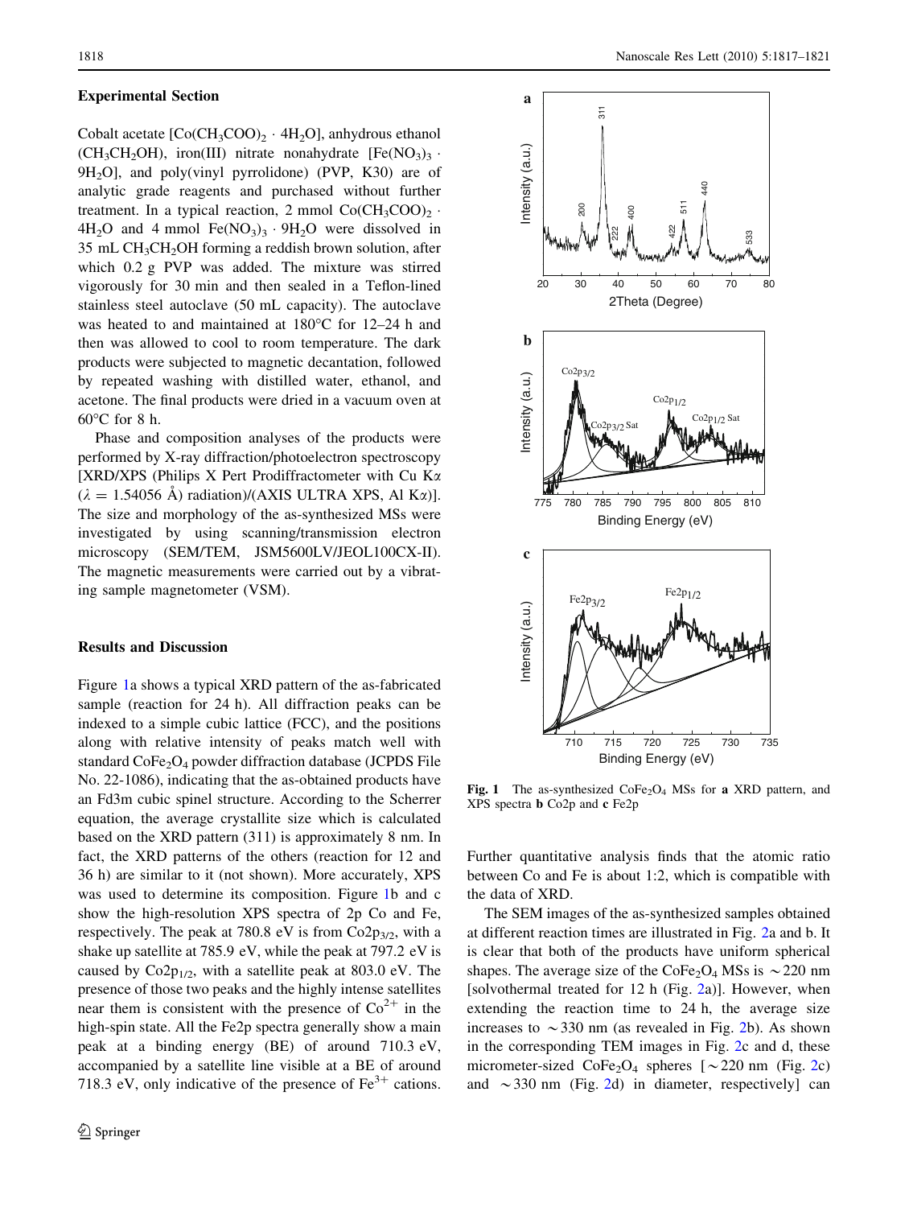## Experimental Section

Cobalt acetate [$Co(CH_3COO)_2 \cdot 4H_2O$], anhydrous ethanol ($CH_3CH_2OH$), iron(III) nitrate nonahydrate [$Fe(NO_3)_3 \cdot 9H_2O$], and poly(vinyl pyrrolidone) (PVP, K30) are of analytic grade reagents and purchased without further treatment. In a typical reaction, 2 mmol $Co(CH_3COO)_2 \cdot 4H_2O$ and 4 mmol $Fe(NO_3)_3 \cdot 9H_2O$ were dissolved in 35 mL $CH_3CH_2OH$ forming a reddish brown solution, after which 0.2 g PVP was added. The mixture was stirred vigorously for 30 min and then sealed in a Teflon-lined stainless steel autoclave (50 mL capacity). The autoclave was heated to and maintained at 180°C for 12–24 h and then was allowed to cool to room temperature. The dark products were subjected to magnetic decantation, followed by repeated washing with distilled water, ethanol, and acetone. The final products were dried in a vacuum oven at 60°C for 8 h.

Phase and composition analyses of the products were performed by X-ray diffraction/photoelectron spectroscopy [XRD/XPS (Philips X Pert Prodiffractometer with Cu Kα ($\lambda$ = 1.54056 Å) radiation)/(AXIS ULTRA XPS, Al Kα)]. The size and morphology of the as-synthesized MSs were investigated by using scanning/transmission electron microscopy (SEM/TEM, JSM5600LV/JEOL100CX-II). The magnetic measurements were carried out by a vibrating sample magnetometer (VSM).

## Results and Discussion

Figure 1a shows a typical XRD pattern of the as-fabricated sample (reaction for 24 h). All diffraction peaks can be indexed to a simple cubic lattice (FCC), and the positions along with relative intensity of peaks match well with standard $CoFe_2O_4$ powder diffraction database (JCPDS File No. 22-1086), indicating that the as-obtained products have an Fd3m cubic spinel structure. According to the Scherrer equation, the average crystallite size which is calculated based on the XRD pattern (311) is approximately 8 nm. In fact, the XRD patterns of the others (reaction for 12 and 36 h) are similar to it (not shown). More accurately, XPS was used to determine its composition. Figure 1b and c show the high-resolution XPS spectra of 2p Co and Fe, respectively. The peak at 780.8 eV is from $Co2p_{3/2}$, with a shake up satellite at 785.9 eV, while the peak at 797.2 eV is caused by $Co2p_{1/2}$, with a satellite peak at 803.0 eV. The presence of those two peaks and the highly intense satellites near them is consistent with the presence of $Co^{2+}$ in the high-spin state. All the Fe2p spectra generally show a main peak at a binding energy (BE) of around 710.3 eV, accompanied by a satellite line visible at a BE of around 718.3 eV, only indicative of the presence of $Fe^{3+}$ cations. Further quantitative analysis finds that the atomic ratio between Co and Fe is about 1:2, which is compatible with the data of XRD.

Fig. 1 The as-synthesized $CoFe_2O_4$ MSs for **a** XRD pattern, and XPS spectra **b** Co2p and **c** Fe2p

The SEM images of the as-synthesized samples obtained at different reaction times are illustrated in Fig. 2a and b. It is clear that both of the products have uniform spherical shapes. The average size of the $CoFe_2O_4$ MSs is ~220 nm [solvothermal treated for 12 h (Fig. 2a)]. However, when extending the reaction time to 24 h, the average size increases to ~330 nm (as revealed in Fig. 2b). As shown in the corresponding TEM images in Fig. 2c and d, these micrometer-sized $CoFe_2O_4$ spheres [~220 nm (Fig. 2c) and ~330 nm (Fig. 2d) in diameter, respectively] can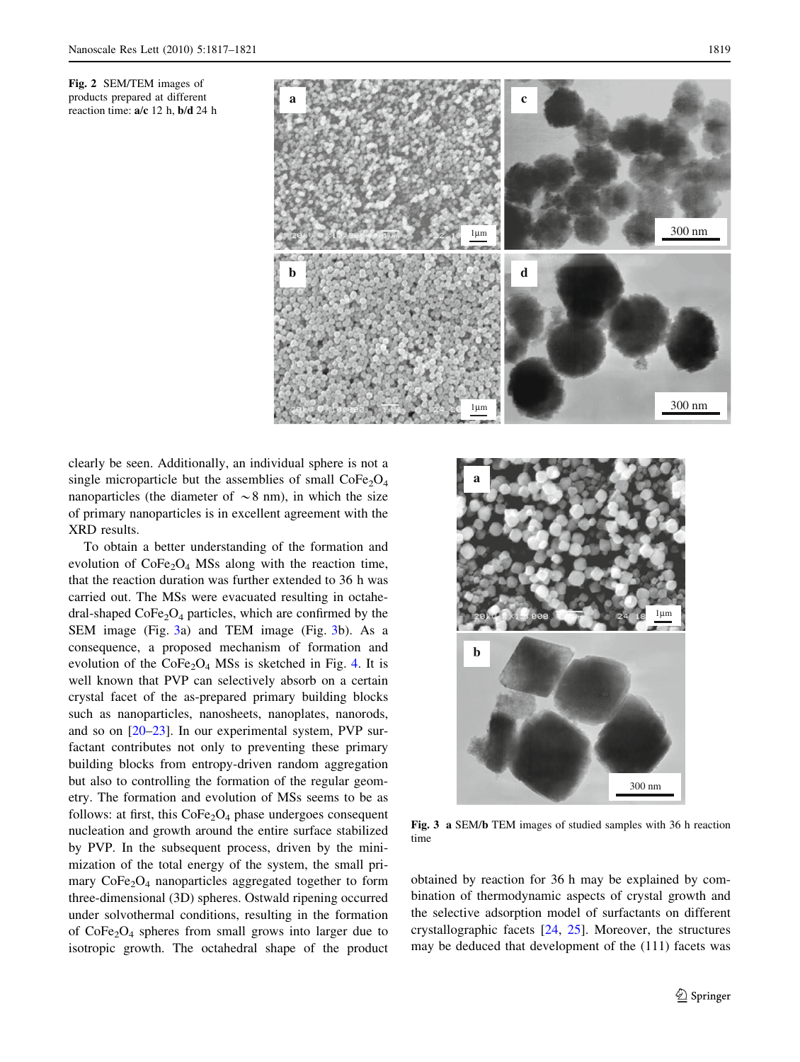Fig. 2 SEM/TEM images of products prepared at different reaction time: **a/c** 12 h, **b/d** 24 h

clearly be seen. Additionally, an individual sphere is not a single microparticle but the assemblies of small $CoFe_2O_4$ nanoparticles (the diameter of ~8 nm), in which the size of primary nanoparticles is in excellent agreement with the XRD results.

To obtain a better understanding of the formation and evolution of $CoFe_2O_4$ MSs along with the reaction time, that the reaction duration was further extended to 36 h was carried out. The MSs were evacuated resulting in octahedral-shaped $CoFe_2O_4$ particles, which are confirmed by the SEM image (Fig. 3a) and TEM image (Fig. 3b). As a consequence, a proposed mechanism of formation and evolution of the $CoFe_2O_4$ MSs is sketched in Fig. 4. It is well known that PVP can selectively absorb on a certain crystal facet of the as-prepared primary building blocks such as nanoparticles, nanosheets, nanoplates, nanorods, and so on [20–23]. In our experimental system, PVP surfactant contributes not only to preventing these primary building blocks from entropy-driven random aggregation but also to controlling the formation of the regular geometry. The formation and evolution of MSs seems to be as follows: at first, this $CoFe_2O_4$ phase undergoes consequent nucleation and growth around the entire surface stabilized by PVP. In the subsequent process, driven by the minimization of the total energy of the system, the small primary $CoFe_2O_4$ nanoparticles aggregated together to form three-dimensional (3D) spheres. Ostwald ripening occurred under solvothermal conditions, resulting in the formation of $CoFe_2O_4$ spheres from small grows into larger due to isotropic growth. The octahedral shape of the product obtained by reaction for 36 h may be explained by combination of thermodynamic aspects of crystal growth and the selective adsorption model of surfactants on different crystallographic facets [24, 25]. Moreover, the structures may be deduced that development of the (111) facets was

Fig. 3 **a** SEM/**b** TEM images of studied samples with 36 h reaction time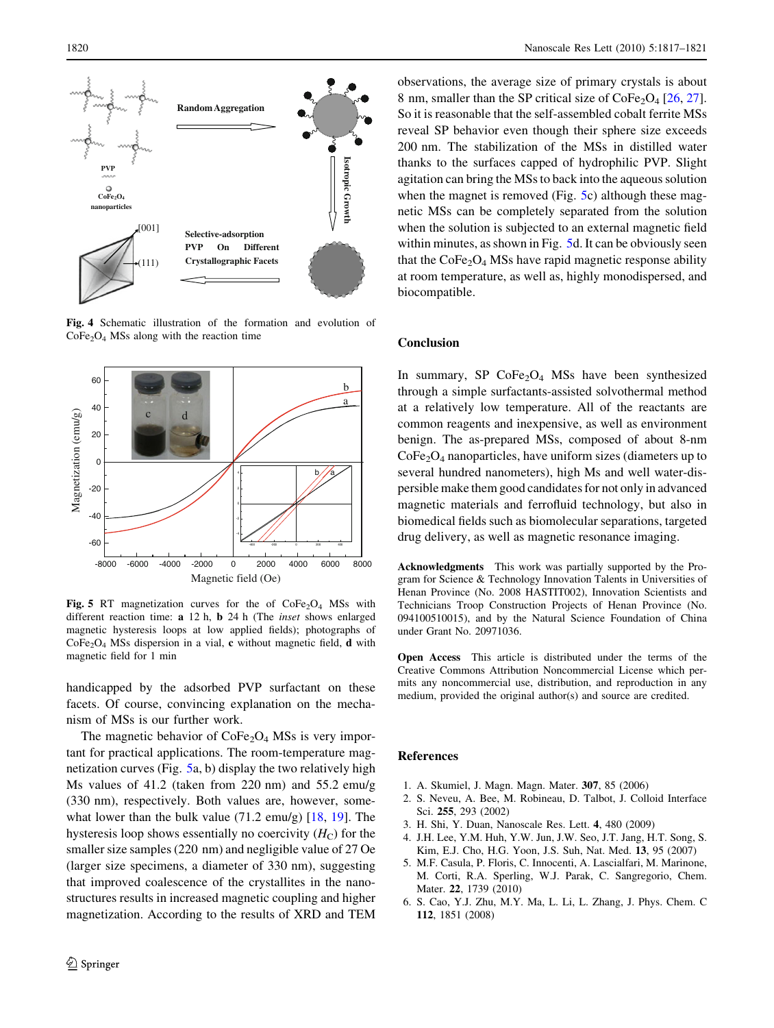**Fig. 4** Schematic illustration of the formation and evolution of $CoFe_2O_4$ MSs along with the reaction time

**Fig. 5** RT magnetization curves for the of $CoFe_2O_4$ MSs with different reaction time: **a** 12 h, **b** 24 h (The *inset* shows enlarged magnetic hysteresis loops at low applied fields); photographs of $CoFe_2O_4$ MSs dispersion in a vial, **c** without magnetic field, **d** with magnetic field for 1 min

handicapped by the adsorbed PVP surfactant on these facets. Of course, convincing explanation on the mechanism of MSs is our further work.

The magnetic behavior of $CoFe_2O_4$ MSs is very important for practical applications. The room-temperature magnetization curves (Fig. 5a, b) display the two relatively high Ms values of 41.2 (taken from 220 nm) and 55.2 emu/g (330 nm), respectively. Both values are, however, somewhat lower than the bulk value (71.2 emu/g) [18, 19]. The hysteresis loop shows essentially no coercivity ($H_C$) for the smaller size samples (220 nm) and negligible value of 27 Oe (larger size specimens, a diameter of 330 nm), suggesting that improved coalescence of the crystallites in the nanostructures results in increased magnetic coupling and higher magnetization. According to the results of XRD and TEM observations, the average size of primary crystals is about 8 nm, smaller than the SP critical size of $CoFe_2O_4$ [26, 27]. So it is reasonable that the self-assembled cobalt ferrite MSs reveal SP behavior even though their sphere size exceeds 200 nm. The stabilization of the MSs in distilled water thanks to the surfaces capped of hydrophilic PVP. Slight agitation can bring the MSs to back into the aqueous solution when the magnet is removed (Fig. 5c) although these magnetic MSs can be completely separated from the solution when the solution is subjected to an external magnetic field within minutes, as shown in Fig. 5d. It can be obviously seen that the $CoFe_2O_4$ MSs have rapid magnetic response ability at room temperature, as well as, highly monodispersed, and biocompatible.

## Conclusion

In summary, SP $CoFe_2O_4$ MSs have been synthesized through a simple surfactants-assisted solvothermal method at a relatively low temperature. All of the reactants are common reagents and inexpensive, as well as environment benign. The as-prepared MSs, composed of about 8-nm $CoFe_2O_4$ nanoparticles, have uniform sizes (diameters up to several hundred nanometers), high Ms and well water-dispersible make them good candidates for not only in advanced magnetic materials and ferrofluid technology, but also in biomedical fields such as biomolecular separations, targeted drug delivery, as well as magnetic resonance imaging.

**Acknowledgments** This work was partially supported by the Program for Science & Technology Innovation Talents in Universities of Henan Province (No. 2008 HASTIT002), Innovation Scientists and Technicians Troop Construction Projects of Henan Province (No. 094100510015), and by the Natural Science Foundation of China under Grant No. 20971036.

**Open Access** This article is distributed under the terms of the Creative Commons Attribution Noncommercial License which permits any noncommercial use, distribution, and reproduction in any medium, provided the original author(s) and source are credited.

## References

1. A. Skumiel, J. Magn. Magn. Mater. **307**, 85 (2006)
2. S. Neveu, A. Bee, M. Robineau, D. Talbot, J. Colloid Interface Sci. **255**, 293 (2002)
3. H. Shi, Y. Duan, Nanoscale Res. Lett. **4**, 480 (2009)
4. J.H. Lee, Y.M. Huh, Y.W. Jun, J.W. Seo, J.T. Jang, H.T. Song, S. Kim, E.J. Cho, H.G. Yoon, J.S. Suh, Nat. Med. **13**, 95 (2007)
5. M.F. Casula, P. Floris, C. Innocenti, A. Lascialfari, M. Marinone, M. Corti, R.A. Sperling, W.J. Parak, C. Sangregorio, Chem. Mater. **22**, 1739 (2010)
6. S. Cao, Y.J. Zhu, M.Y. Ma, L. Li, L. Zhang, J. Phys. Chem. C **112**, 1851 (2008)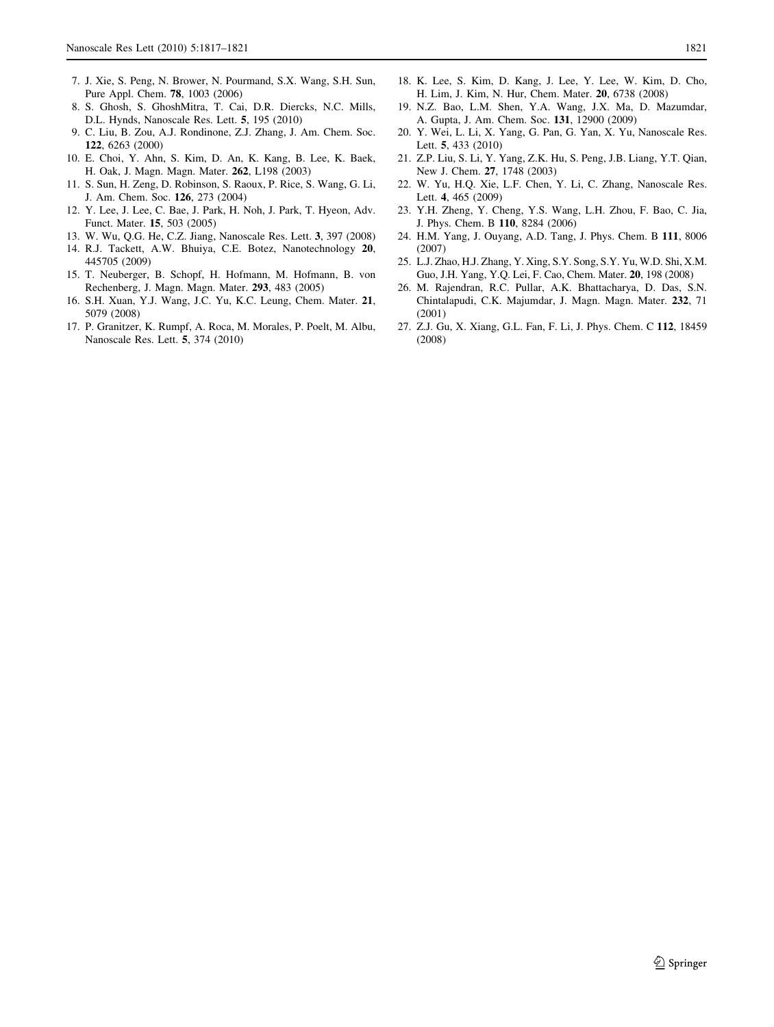7. J. Xie, S. Peng, N. Brower, N. Pourmand, S.X. Wang, S.H. Sun, Pure Appl. Chem. **78**, 1003 (2006)
8. S. Ghosh, S. GhoshMitra, T. Cai, D.R. Diercks, N.C. Mills, D.L. Hynds, Nanoscale Res. Lett. **5**, 195 (2010)
9. C. Liu, B. Zou, A.J. Rondinone, Z.J. Zhang, J. Am. Chem. Soc. **122**, 6263 (2000)
10. E. Choi, Y. Ahn, S. Kim, D. An, K. Kang, B. Lee, K. Baek, H. Oak, J. Magn. Magn. Mater. **262**, L198 (2003)
11. S. Sun, H. Zeng, D. Robinson, S. Raoux, P. Rice, S. Wang, G. Li, J. Am. Chem. Soc. **126**, 273 (2004)
12. Y. Lee, J. Lee, C. Bae, J. Park, H. Noh, J. Park, T. Hyeon, Adv. Funct. Mater. **15**, 503 (2005)
13. W. Wu, Q.G. He, C.Z. Jiang, Nanoscale Res. Lett. **3**, 397 (2008)
14. R.J. Tackett, A.W. Bhuiya, C.E. Botez, Nanotechnology **20**, 445705 (2009)
15. T. Neuberger, B. Schopf, H. Hofmann, M. Hofmann, B. von Rechenberg, J. Magn. Magn. Mater. **293**, 483 (2005)
16. S.H. Xuan, Y.J. Wang, J.C. Yu, K.C. Leung, Chem. Mater. **21**, 5079 (2008)
17. P. Granitzer, K. Rumpf, A. Roca, M. Morales, P. Poelt, M. Albu, Nanoscale Res. Lett. **5**, 374 (2010)
18. K. Lee, S. Kim, D. Kang, J. Lee, Y. Lee, W. Kim, D. Cho, H. Lim, J. Kim, N. Hur, Chem. Mater. **20**, 6738 (2008)
19. N.Z. Bao, L.M. Shen, Y.A. Wang, J.X. Ma, D. Mazumdar, A. Gupta, J. Am. Chem. Soc. **131**, 12900 (2009)
20. Y. Wei, L. Li, X. Yang, G. Pan, G. Yan, X. Yu, Nanoscale Res. Lett. **5**, 433 (2010)
21. Z.P. Liu, S. Li, Y. Yang, Z.K. Hu, S. Peng, J.B. Liang, Y.T. Qian, New J. Chem. **27**, 1748 (2003)
22. W. Yu, H.Q. Xie, L.F. Chen, Y. Li, C. Zhang, Nanoscale Res. Lett. **4**, 465 (2009)
23. Y.H. Zheng, Y. Cheng, Y.S. Wang, L.H. Zhou, F. Bao, C. Jia, J. Phys. Chem. B **110**, 8284 (2006)
24. H.M. Yang, J. Ouyang, A.D. Tang, J. Phys. Chem. B **111**, 8006 (2007)
25. L.J. Zhao, H.J. Zhang, Y. Xing, S.Y. Song, S.Y. Yu, W.D. Shi, X.M. Guo, J.H. Yang, Y.Q. Lei, F. Cao, Chem. Mater. **20**, 198 (2008)
26. M. Rajendran, R.C. Pullar, A.K. Bhattacharya, D. Das, S.N. Chintalapudi, C.K. Majumdar, J. Magn. Magn. Mater. **232**, 71 (2001)
27. Z.J. Gu, X. Xiang, G.L. Fan, F. Li, J. Phys. Chem. C **112**, 18459 (2008)